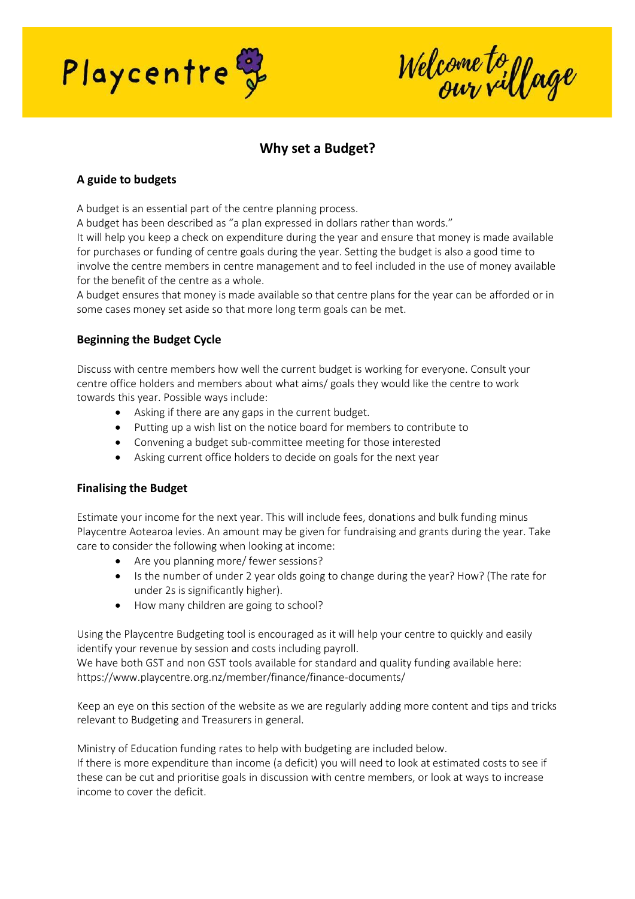Playcentre

Welcome to our village

# Why set a Budget?

## A guide to budgets

A budget is an essential part of the centre planning process.

A budget has been described as "a plan expressed in dollars rather than words."

It will help you keep a check on expenditure during the year and ensure that money is made available for purchases or funding of centre goals during the year. Setting the budget is also a good time to involve the centre members in centre management and to feel included in the use of money available for the benefit of the centre as a whole.

A budget ensures that money is made available so that centre plans for the year can be afforded or in some cases money set aside so that more long term goals can be met.

## Beginning the Budget Cycle

Discuss with centre members how well the current budget is working for everyone. Consult your centre office holders and members about what aims/ goals they would like the centre to work towards this year. Possible ways include:

- Asking if there are any gaps in the current budget.
- Putting up a wish list on the notice board for members to contribute to
- Convening a budget sub-committee meeting for those interested
- Asking current office holders to decide on goals for the next year

## Finalising the Budget

Estimate your income for the next year. This will include fees, donations and bulk funding minus Playcentre Aotearoa levies. An amount may be given for fundraising and grants during the year. Take care to consider the following when looking at income:

- Are you planning more/ fewer sessions?
- Is the number of under 2 year olds going to change during the year? How? (The rate for under 2s is significantly higher).
- How many children are going to school?

Using the Playcentre Budgeting tool is encouraged as it will help your centre to quickly and easily identify your revenue by session and costs including payroll.

We have both GST and non GST tools available for standard and quality funding available here: https://www.playcentre.org.nz/member/finance/finance-documents/

Keep an eye on this section of the website as we are regularly adding more content and tips and tricks relevant to Budgeting and Treasurers in general.

Ministry of Education funding rates to help with budgeting are included below.

If there is more expenditure than income (a deficit) you will need to look at estimated costs to see if these can be cut and prioritise goals in discussion with centre members, or look at ways to increase income to cover the deficit.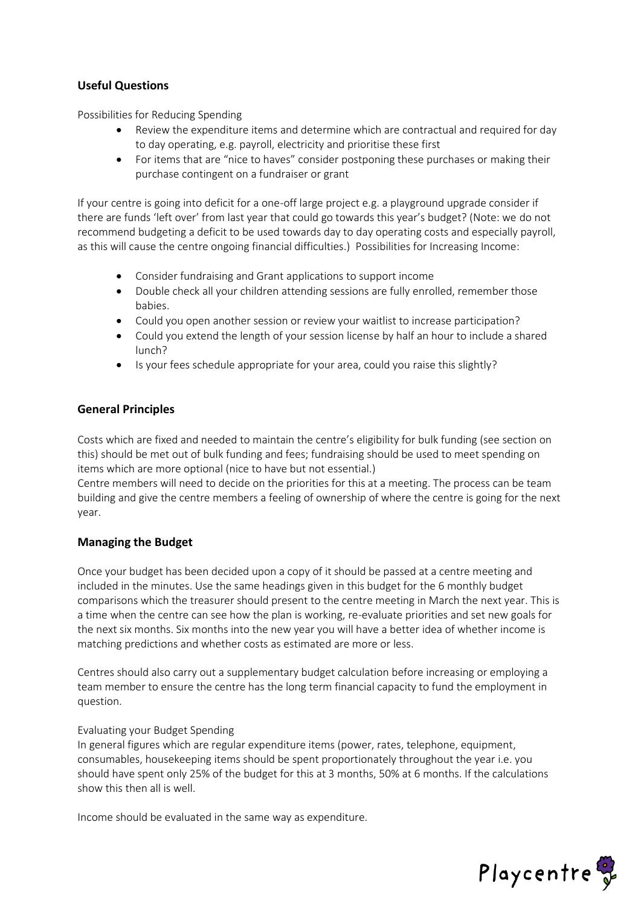## Useful Questions

Possibilities for Reducing Spending

- Review the expenditure items and determine which are contractual and required for day to day operating, e.g. payroll, electricity and prioritise these first
- For items that are "nice to haves" consider postponing these purchases or making their purchase contingent on a fundraiser or grant

If your centre is going into deficit for a one-off large project e.g. a playground upgrade consider if there are funds 'left over' from last year that could go towards this year's budget? (Note: we do not recommend budgeting a deficit to be used towards day to day operating costs and especially payroll, as this will cause the centre ongoing financial difficulties.) Possibilities for Increasing Income:

- Consider fundraising and Grant applications to support income
- Double check all your children attending sessions are fully enrolled, remember those babies.
- Could you open another session or review your waitlist to increase participation?
- Could you extend the length of your session license by half an hour to include a shared lunch?
- Is your fees schedule appropriate for your area, could you raise this slightly?

## General Principles

Costs which are fixed and needed to maintain the centre's eligibility for bulk funding (see section on this) should be met out of bulk funding and fees; fundraising should be used to meet spending on items which are more optional (nice to have but not essential.)

Centre members will need to decide on the priorities for this at a meeting. The process can be team building and give the centre members a feeling of ownership of where the centre is going for the next year.

## Managing the Budget

Once your budget has been decided upon a copy of it should be passed at a centre meeting and included in the minutes. Use the same headings given in this budget for the 6 monthly budget comparisons which the treasurer should present to the centre meeting in March the next year. This is a time when the centre can see how the plan is working, re-evaluate priorities and set new goals for the next six months. Six months into the new year you will have a better idea of whether income is matching predictions and whether costs as estimated are more or less.

Centres should also carry out a supplementary budget calculation before increasing or employing a team member to ensure the centre has the long term financial capacity to fund the employment in question.

Evaluating your Budget Spending

In general figures which are regular expenditure items (power, rates, telephone, equipment, consumables, housekeeping items should be spent proportionately throughout the year i.e. you should have spent only 25% of the budget for this at 3 months, 50% at 6 months. If the calculations show this then all is well.

Income should be evaluated in the same way as expenditure.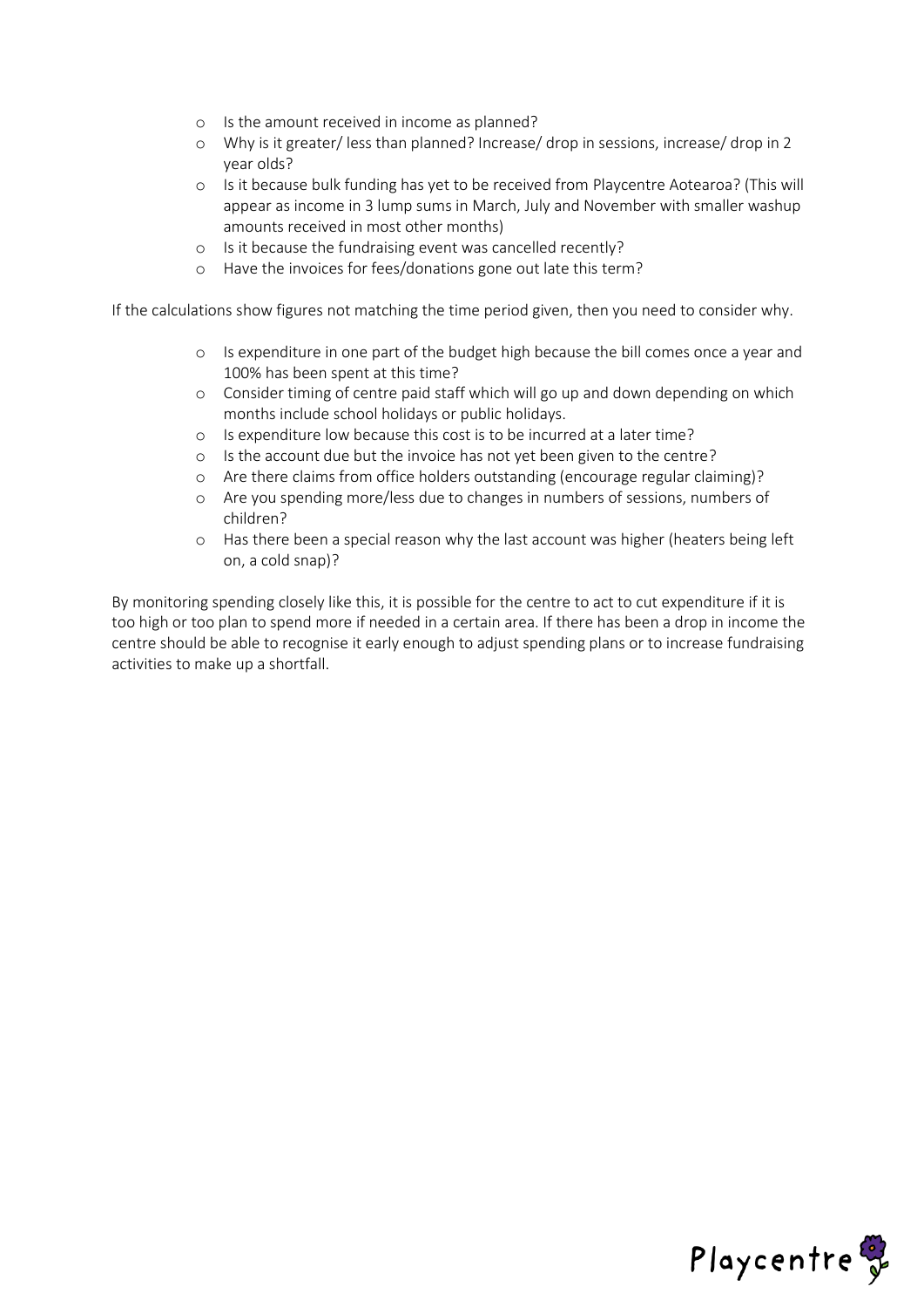- Is the amount received in income as planned?
- Why is it greater/ less than planned? Increase/ drop in sessions, increase/ drop in 2 year olds?
- Is it because bulk funding has yet to be received from Playcentre Aotearoa? (This will appear as income in 3 lump sums in March, July and November with smaller washup amounts received in most other months)
- Is it because the fundraising event was cancelled recently?
- Have the invoices for fees/donations gone out late this term?

If the calculations show figures not matching the time period given, then you need to consider why.

- Is expenditure in one part of the budget high because the bill comes once a year and 100% has been spent at this time?
- Consider timing of centre paid staff which will go up and down depending on which months include school holidays or public holidays.
- Is expenditure low because this cost is to be incurred at a later time?
- Is the account due but the invoice has not yet been given to the centre?
- Are there claims from office holders outstanding (encourage regular claiming)?
- Are you spending more/less due to changes in numbers of sessions, numbers of children?
- Has there been a special reason why the last account was higher (heaters being left on, a cold snap)?

By monitoring spending closely like this, it is possible for the centre to act to cut expenditure if it is too high or too plan to spend more if needed in a certain area. If there has been a drop in income the centre should be able to recognise it early enough to adjust spending plans or to increase fundraising activities to make up a shortfall.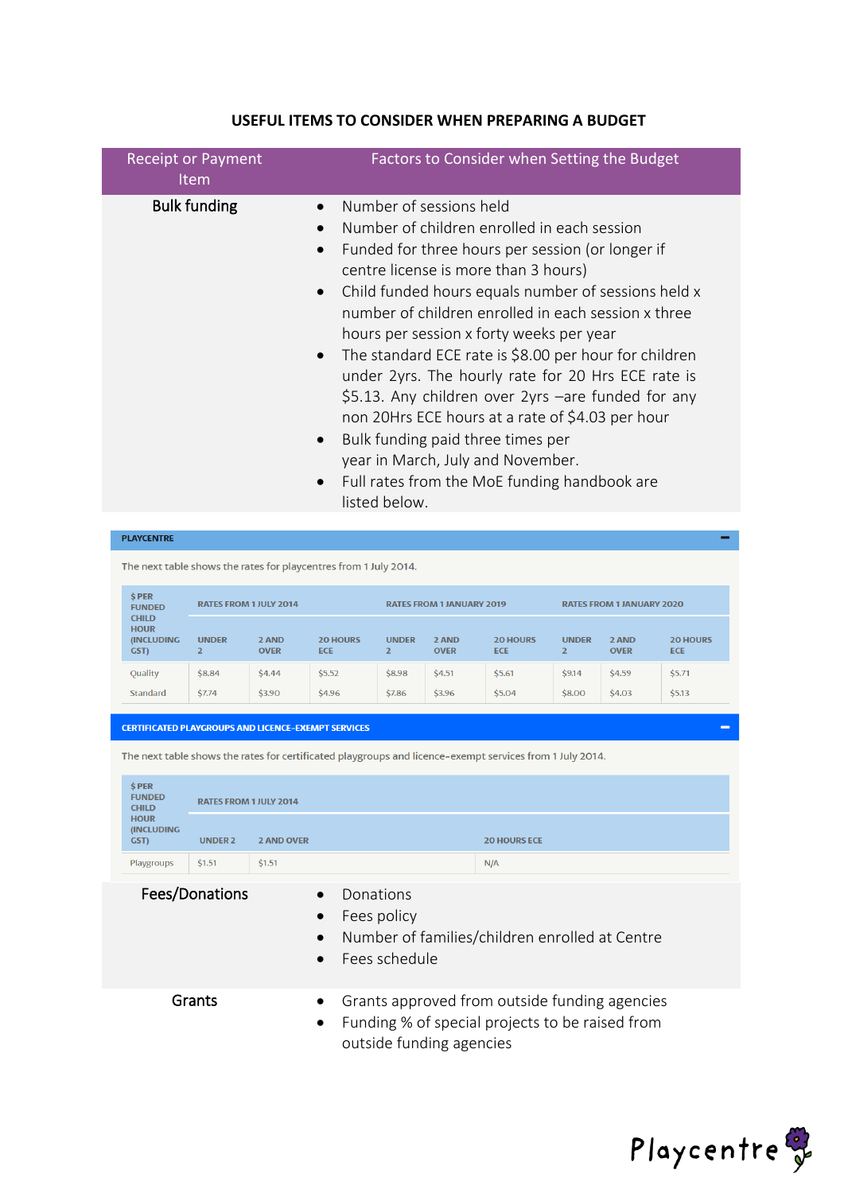## USEFUL ITEMS TO CONSIDER WHEN PREPARING A BUDGET

| Receipt or Payment Item | Factors to Consider when Setting the Budget |
|---|---|
| Bulk funding | • Number of sessions held<br>• Number of children enrolled in each session<br>• Funded for three hours per session (or longer if centre license is more than 3 hours)<br>• Child funded hours equals number of sessions held x number of children enrolled in each session x three hours per session x forty weeks per year<br>• The standard ECE rate is $8.00 per hour for children under 2yrs. The hourly rate for 20 Hrs ECE rate is $5.13. Any children over 2yrs –are funded for any non 20Hrs ECE hours at a rate of $4.03 per hour<br>• Bulk funding paid three times per year in March, July and November.<br>• Full rates from the MoE funding handbook are listed below. |

**PLAYCENTRE**

The next table shows the rates for playcentres from 1 July 2014.

| $ PER FUNDED CHILD HOUR (INCLUDING GST) | RATES FROM 1 JULY 2014 | | | RATES FROM 1 JANUARY 2019 | | | RATES FROM 1 JANUARY 2020 | | |
|---|---|---|---|---|---|---|---|---|---|
| | UNDER 2 | 2 AND OVER | 20 HOURS ECE | UNDER 2 | 2 AND OVER | 20 HOURS ECE | UNDER 2 | 2 AND OVER | 20 HOURS ECE |
| Quality | $8.84 | $4.44 | $5.52 | $8.98 | $4.51 | $5.61 | $9.14 | $4.59 | $5.71 |
| Standard | $7.74 | $3.90 | $4.96 | $7.86 | $3.96 | $5.04 | $8.00 | $4.03 | $5.13 |

**CERTIFICATED PLAYGROUPS AND LICENCE-EXEMPT SERVICES**

The next table shows the rates for certificated playgroups and licence-exempt services from 1 July 2014.

| $ PER FUNDED CHILD HOUR (INCLUDING GST) | RATES FROM 1 JULY 2014 | | |
|---|---|---|---|
| | UNDER 2 | 2 AND OVER | 20 HOURS ECE |
| Playgroups | $1.51 | $1.51 | N/A |

| Receipt or Payment Item | Factors to Consider when Setting the Budget |
|---|---|
| Fees/Donations | • Donations<br>• Fees policy<br>• Number of families/children enrolled at Centre<br>• Fees schedule |
| Grants | • Grants approved from outside funding agencies<br>• Funding % of special projects to be raised from outside funding agencies |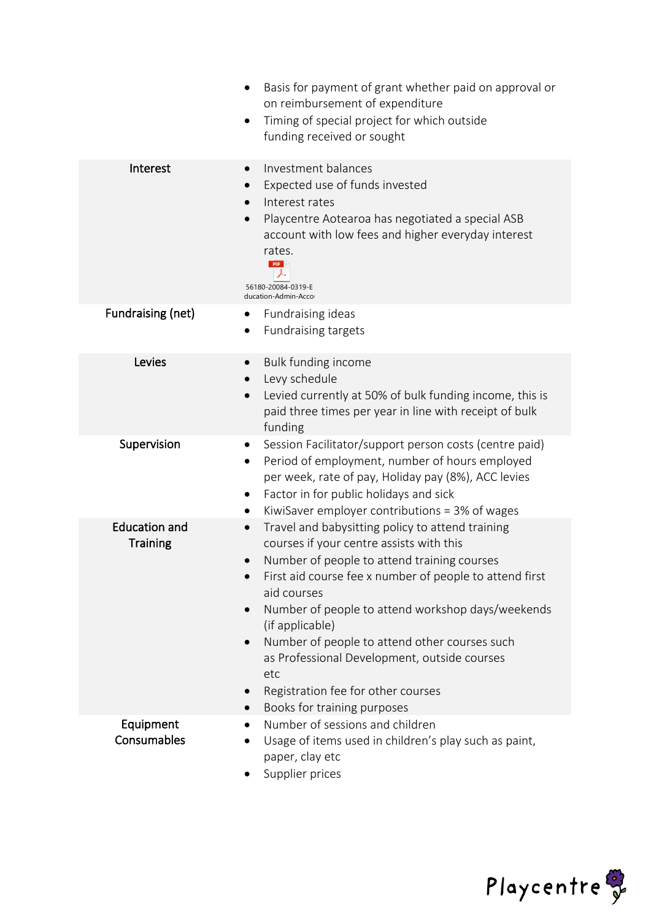| | |
|---|---|
| | • Basis for payment of grant whether paid on approval or on reimbursement of expenditure<br>• Timing of special project for which outside funding received or sought |
| **Interest** | • Investment balances<br>• Expected use of funds invested<br>• Interest rates<br>• Playcentre Aotearoa has negotiated a special ASB account with low fees and higher everyday interest rates.<br>56180-20084-0319-Education-Admin-Acco |
| **Fundraising (net)** | • Fundraising ideas<br>• Fundraising targets |
| **Levies** | • Bulk funding income<br>• Levy schedule<br>• Levied currently at 50% of bulk funding income, this is paid three times per year in line with receipt of bulk funding |
| **Supervision** | • Session Facilitator/support person costs (centre paid)<br>• Period of employment, number of hours employed per week, rate of pay, Holiday pay (8%), ACC levies<br>• Factor in for public holidays and sick<br>• KiwiSaver employer contributions = 3% of wages |
| **Education and Training** | • Travel and babysitting policy to attend training courses if your centre assists with this<br>• Number of people to attend training courses<br>• First aid course fee x number of people to attend first aid courses<br>• Number of people to attend workshop days/weekends (if applicable)<br>• Number of people to attend other courses such as Professional Development, outside courses etc<br>• Registration fee for other courses<br>• Books for training purposes |
| **Equipment Consumables** | • Number of sessions and children<br>• Usage of items used in children's play such as paint, paper, clay etc<br>• Supplier prices |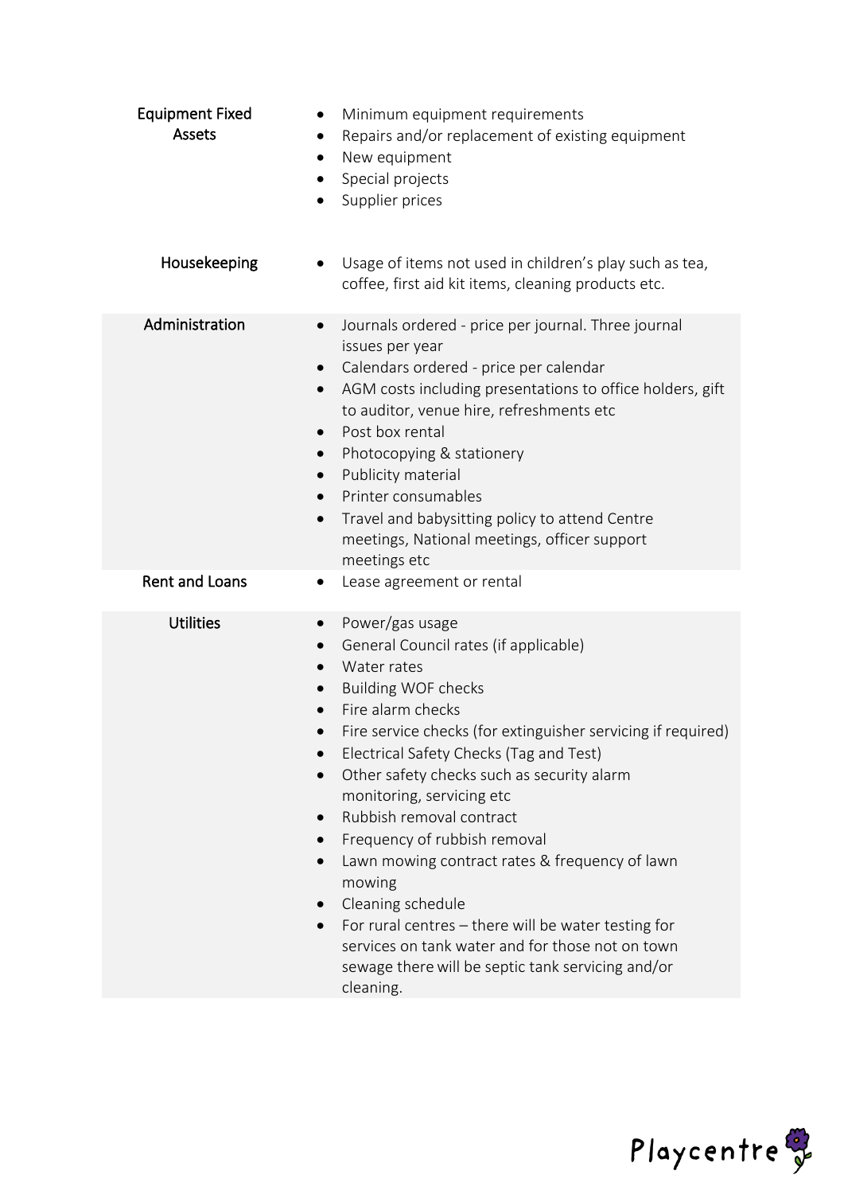| | |
|---|---|
| Equipment Fixed Assets | • Minimum equipment requirements<br>• Repairs and/or replacement of existing equipment<br>• New equipment<br>• Special projects<br>• Supplier prices |
| Housekeeping | • Usage of items not used in children's play such as tea, coffee, first aid kit items, cleaning products etc. |
| Administration | • Journals ordered - price per journal. Three journal issues per year<br>• Calendars ordered - price per calendar<br>• AGM costs including presentations to office holders, gift to auditor, venue hire, refreshments etc<br>• Post box rental<br>• Photocopying & stationery<br>• Publicity material<br>• Printer consumables<br>• Travel and babysitting policy to attend Centre meetings, National meetings, officer support meetings etc |
| Rent and Loans | • Lease agreement or rental |
| Utilities | • Power/gas usage<br>• General Council rates (if applicable)<br>• Water rates<br>• Building WOF checks<br>• Fire alarm checks<br>• Fire service checks (for extinguisher servicing if required)<br>• Electrical Safety Checks (Tag and Test)<br>• Other safety checks such as security alarm monitoring, servicing etc<br>• Rubbish removal contract<br>• Frequency of rubbish removal<br>• Lawn mowing contract rates & frequency of lawn mowing<br>• Cleaning schedule<br>• For rural centres – there will be water testing for services on tank water and for those not on town sewage there will be septic tank servicing and/or cleaning. |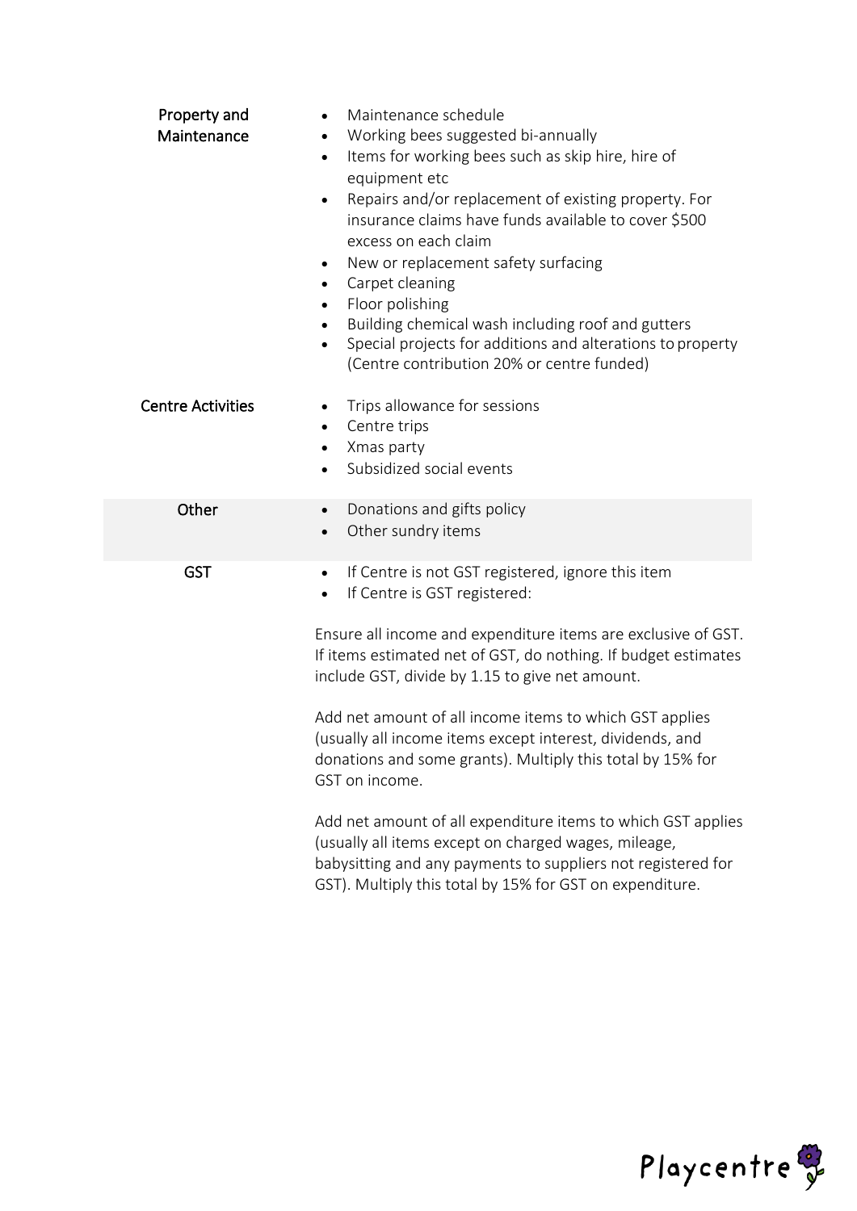| | |
|---|---|
| Property and Maintenance | • Maintenance schedule<br>• Working bees suggested bi-annually<br>• Items for working bees such as skip hire, hire of equipment etc<br>• Repairs and/or replacement of existing property. For insurance claims have funds available to cover $500 excess on each claim<br>• New or replacement safety surfacing<br>• Carpet cleaning<br>• Floor polishing<br>• Building chemical wash including roof and gutters<br>• Special projects for additions and alterations to property (Centre contribution 20% or centre funded) |
| Centre Activities | • Trips allowance for sessions<br>• Centre trips<br>• Xmas party<br>• Subsidized social events |
| Other | • Donations and gifts policy<br>• Other sundry items |
| GST | • If Centre is not GST registered, ignore this item<br>• If Centre is GST registered:<br><br>Ensure all income and expenditure items are exclusive of GST. If items estimated net of GST, do nothing. If budget estimates include GST, divide by 1.15 to give net amount.<br><br>Add net amount of all income items to which GST applies (usually all income items except interest, dividends, and donations and some grants). Multiply this total by 15% for GST on income.<br><br>Add net amount of all expenditure items to which GST applies (usually all items except on charged wages, mileage, babysitting and any payments to suppliers not registered for GST). Multiply this total by 15% for GST on expenditure. |